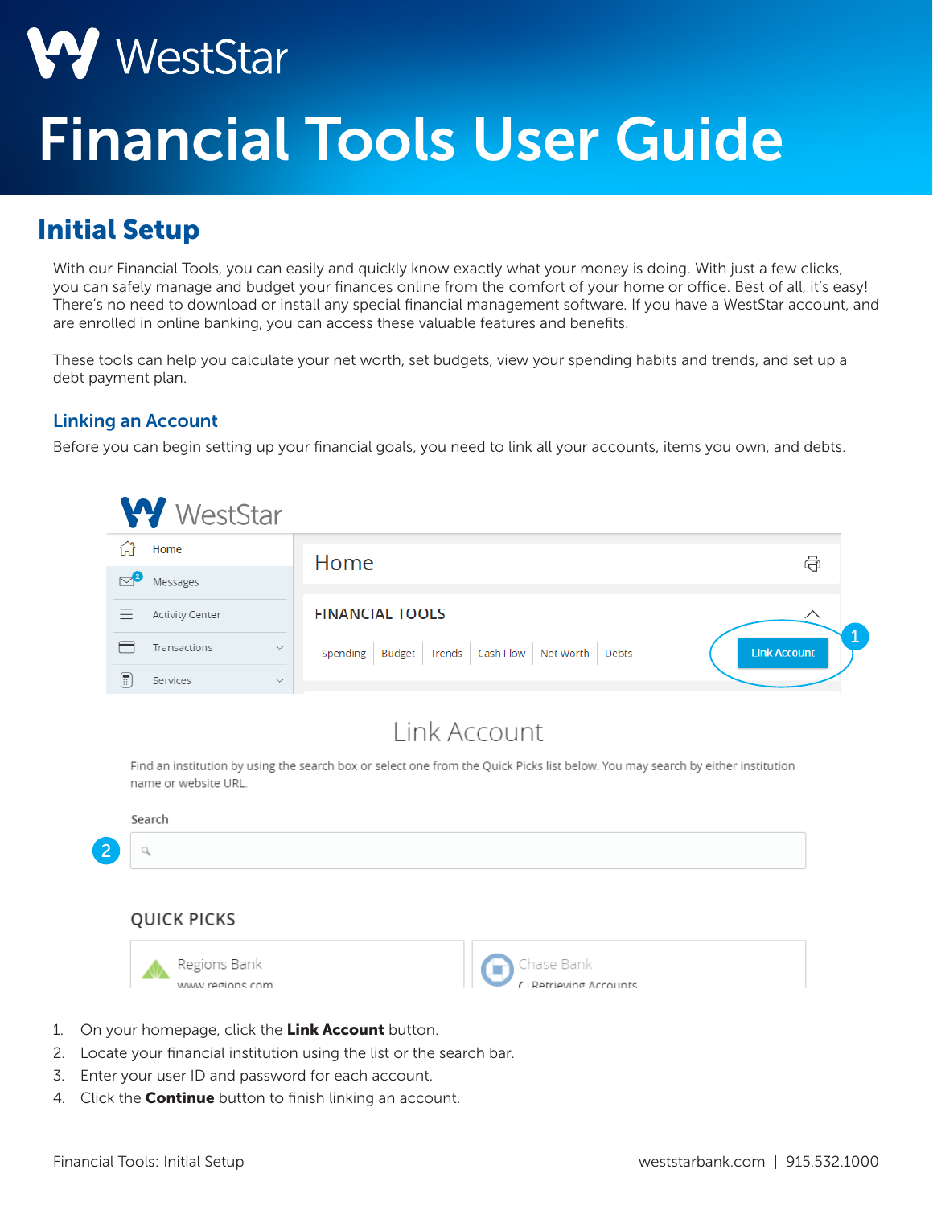# Financial Tools User Guide

## Initial Setup

With our Financial Tools, you can easily and quickly know exactly what your money is doing. With just a few clicks, you can safely manage and budget your finances online from the comfort of your home or office. Best of all, it's easy! There's no need to download or install any special financial management software. If you have a WestStar account, and are enrolled in online banking, you can access these valuable features and benefits.

These tools can help you calculate your net worth, set budgets, view your spending habits and trends, and set up a debt payment plan.

### Linking an Account

Before you can begin setting up your financial goals, you need to link all your accounts, items you own, and debts.

1. On your homepage, click the **Link Account** button.
2. Locate your financial institution using the list or the search bar.
3. Enter your user ID and password for each account.
4. Click the **Continue** button to finish linking an account.

Financial Tools: Initial Setup

weststarbank.com | 915.532.1000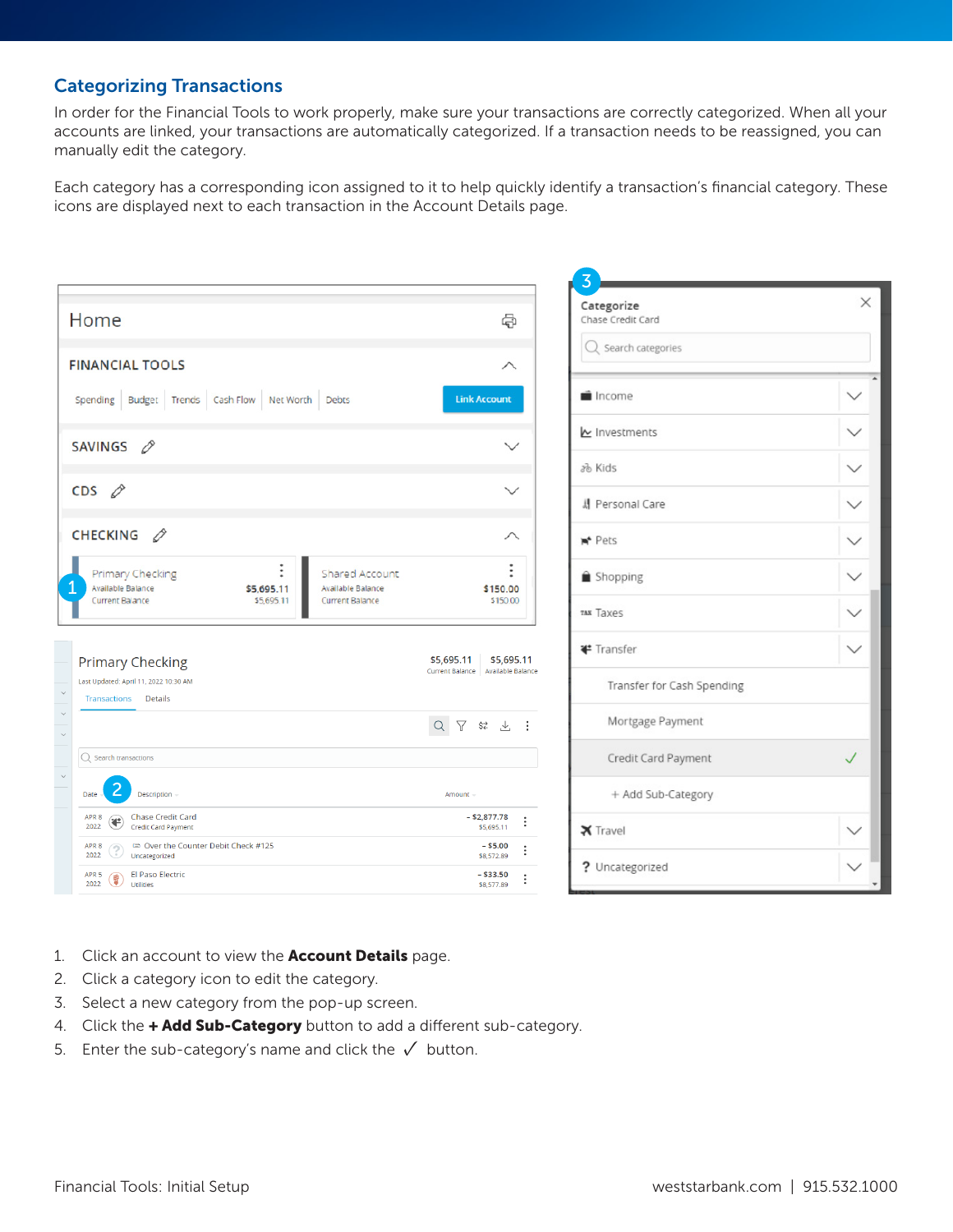## Categorizing Transactions

In order for the Financial Tools to work properly, make sure your transactions are correctly categorized. When all your accounts are linked, your transactions are automatically categorized. If a transaction needs to be reassigned, you can manually edit the category.

Each category has a corresponding icon assigned to it to help quickly identify a transaction's financial category. These icons are displayed next to each transaction in the Account Details page.

1. Click an account to view the **Account Details** page.
2. Click a category icon to edit the category.
3. Select a new category from the pop-up screen.
4. Click the **+ Add Sub-Category** button to add a different sub-category.
5. Enter the sub-category's name and click the ✓ button.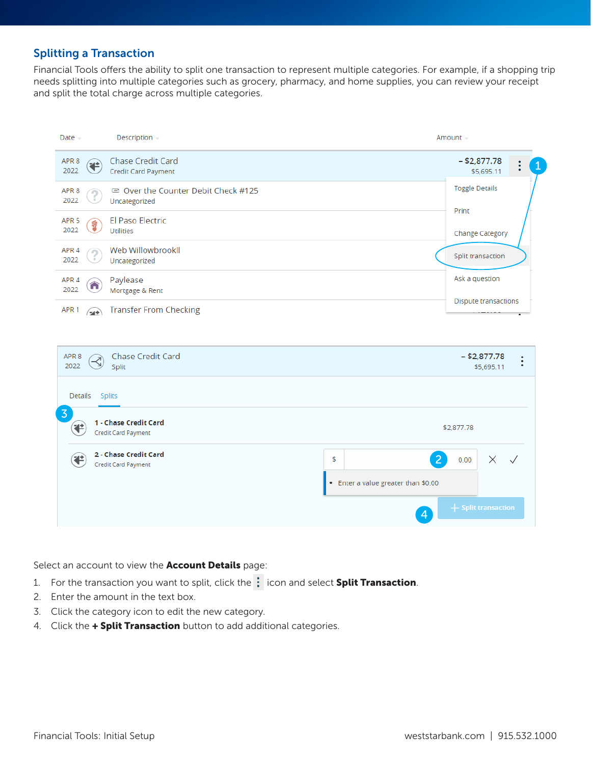## Splitting a Transaction

Financial Tools offers the ability to split one transaction to represent multiple categories. For example, if a shopping trip needs splitting into multiple categories such as grocery, pharmacy, and home supplies, you can review your receipt and split the total charge across multiple categories.

Select an account to view the **Account Details** page:

1. For the transaction you want to split, click the ⋮ icon and select **Split Transaction**.
2. Enter the amount in the text box.
3. Click the category icon to edit the new category.
4. Click the **+ Split Transaction** button to add additional categories.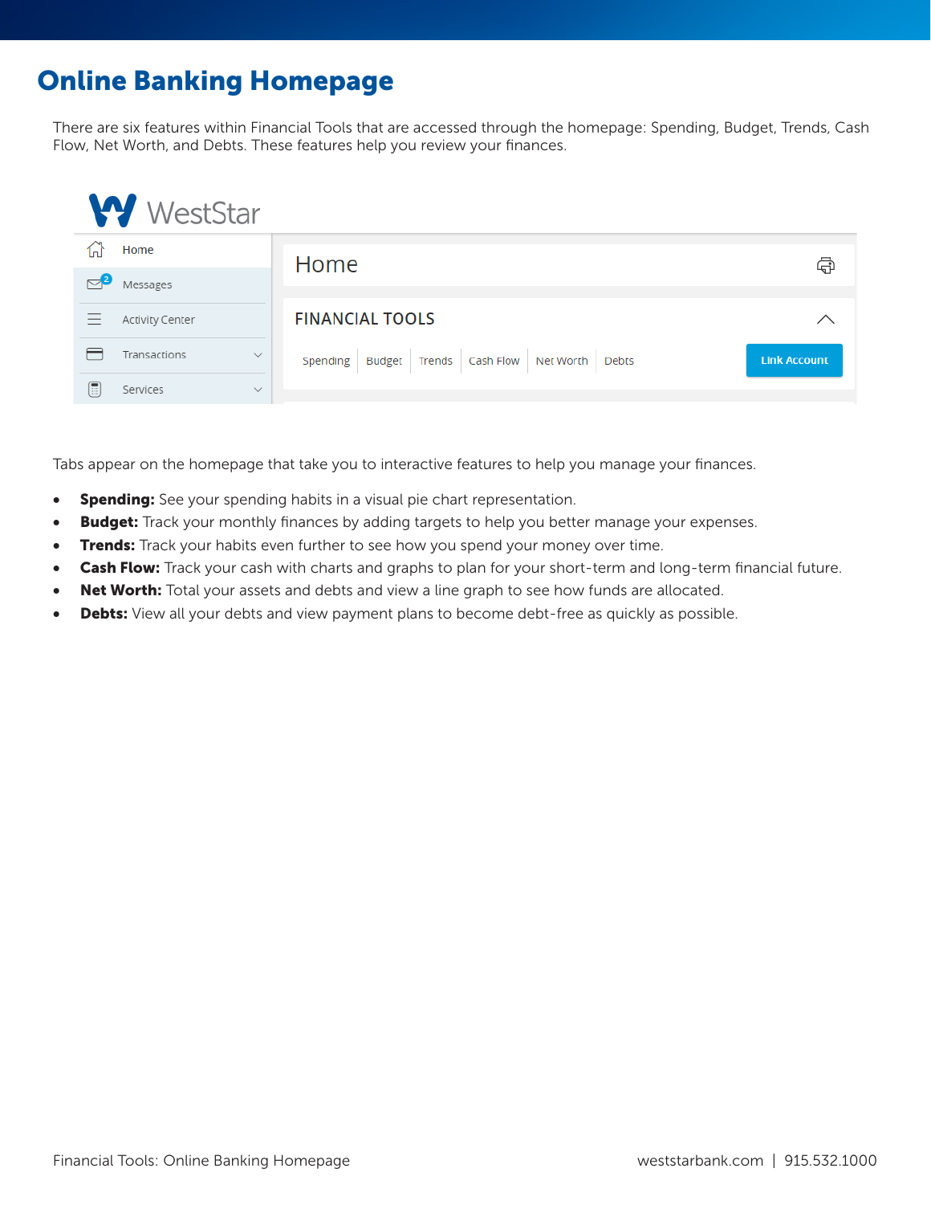# Online Banking Homepage

There are six features within Financial Tools that are accessed through the homepage: Spending, Budget, Trends, Cash Flow, Net Worth, and Debts. These features help you review your finances.

WestStar

Home

Messages

Activity Center

Transactions

Services

Home

FINANCIAL TOOLS

Spending | Budget | Trends | Cash Flow | Net Worth | Debts

Link Account

Tabs appear on the homepage that take you to interactive features to help you manage your finances.

- **Spending:** See your spending habits in a visual pie chart representation.
- **Budget:** Track your monthly finances by adding targets to help you better manage your expenses.
- **Trends:** Track your habits even further to see how you spend your money over time.
- **Cash Flow:** Track your cash with charts and graphs to plan for your short-term and long-term financial future.
- **Net Worth:** Total your assets and debts and view a line graph to see how funds are allocated.
- **Debts:** View all your debts and view payment plans to become debt-free as quickly as possible.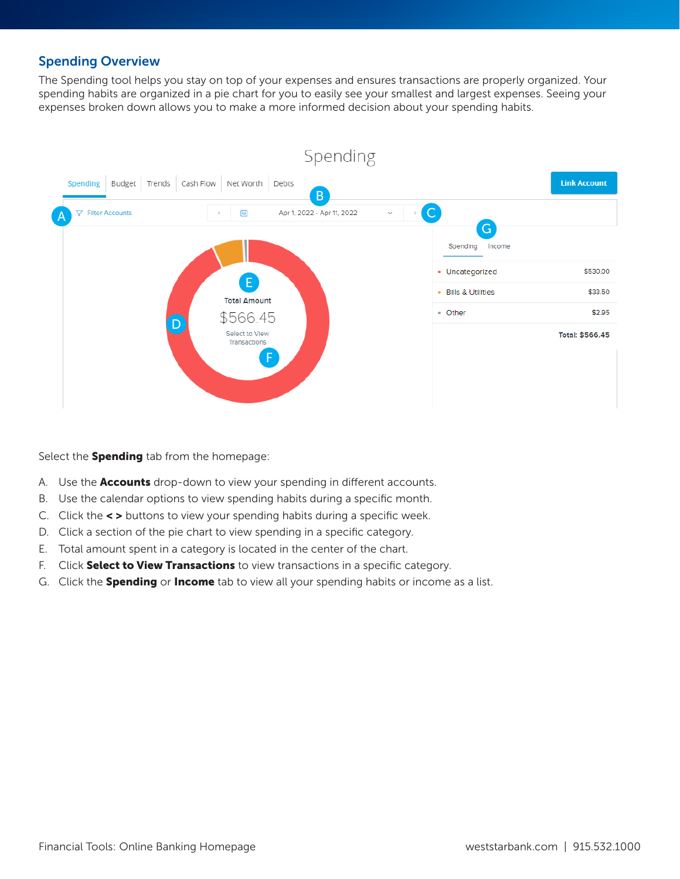## Spending Overview

The Spending tool helps you stay on top of your expenses and ensures transactions are properly organized. Your spending habits are organized in a pie chart for you to easily see your smallest and largest expenses. Seeing your expenses broken down allows you to make a more informed decision about your spending habits.

Spending

Spending Budget Trends Cash Flow Net Worth Debts

Link Account

A Filter Accounts

B Apr 1, 2022 - Apr 11, 2022

C

D

E Total Amount

$566.45

Select to View Transactions

F

G Spending Income

Uncategorized $530.00

Bills & Utilities $33.50

Other $2.95

Total: $566.45

Select the **Spending** tab from the homepage:

A. Use the **Accounts** drop-down to view your spending in different accounts.
B. Use the calendar options to view spending habits during a specific month.
C. Click the **< >** buttons to view your spending habits during a specific week.
D. Click a section of the pie chart to view spending in a specific category.
E. Total amount spent in a category is located in the center of the chart.
F. Click **Select to View Transactions** to view transactions in a specific category.
G. Click the **Spending** or **Income** tab to view all your spending habits or income as a list.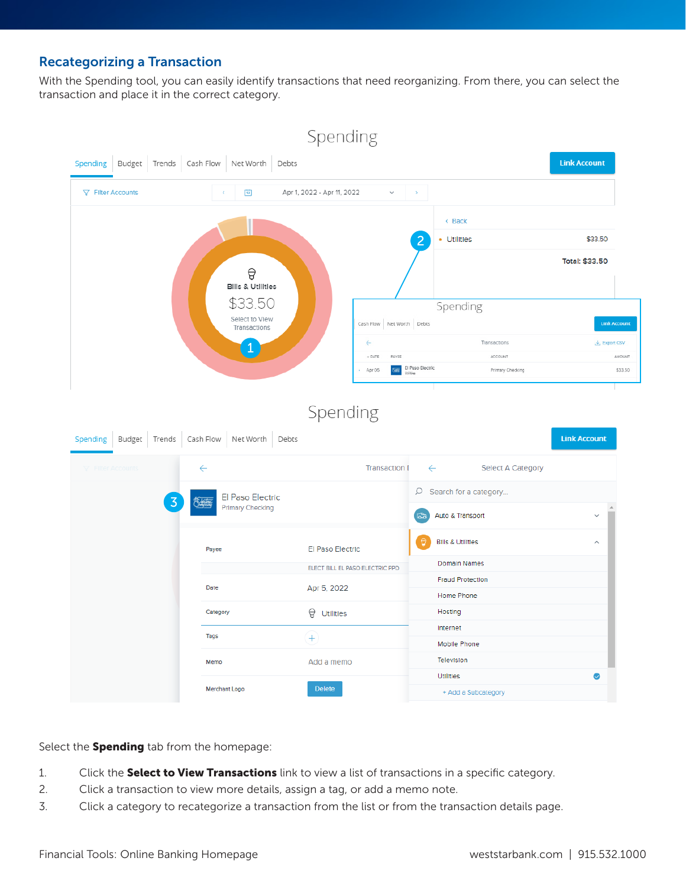## Recategorizing a Transaction

With the Spending tool, you can easily identify transactions that need reorganizing. From there, you can select the transaction and place it in the correct category.

Select the **Spending** tab from the homepage:

1. Click the **Select to View Transactions** link to view a list of transactions in a specific category.
2. Click a transaction to view more details, assign a tag, or add a memo note.
3. Click a category to recategorize a transaction from the list or from the transaction details page.

Financial Tools: Online Banking Homepage

weststarbank.com | 915.532.1000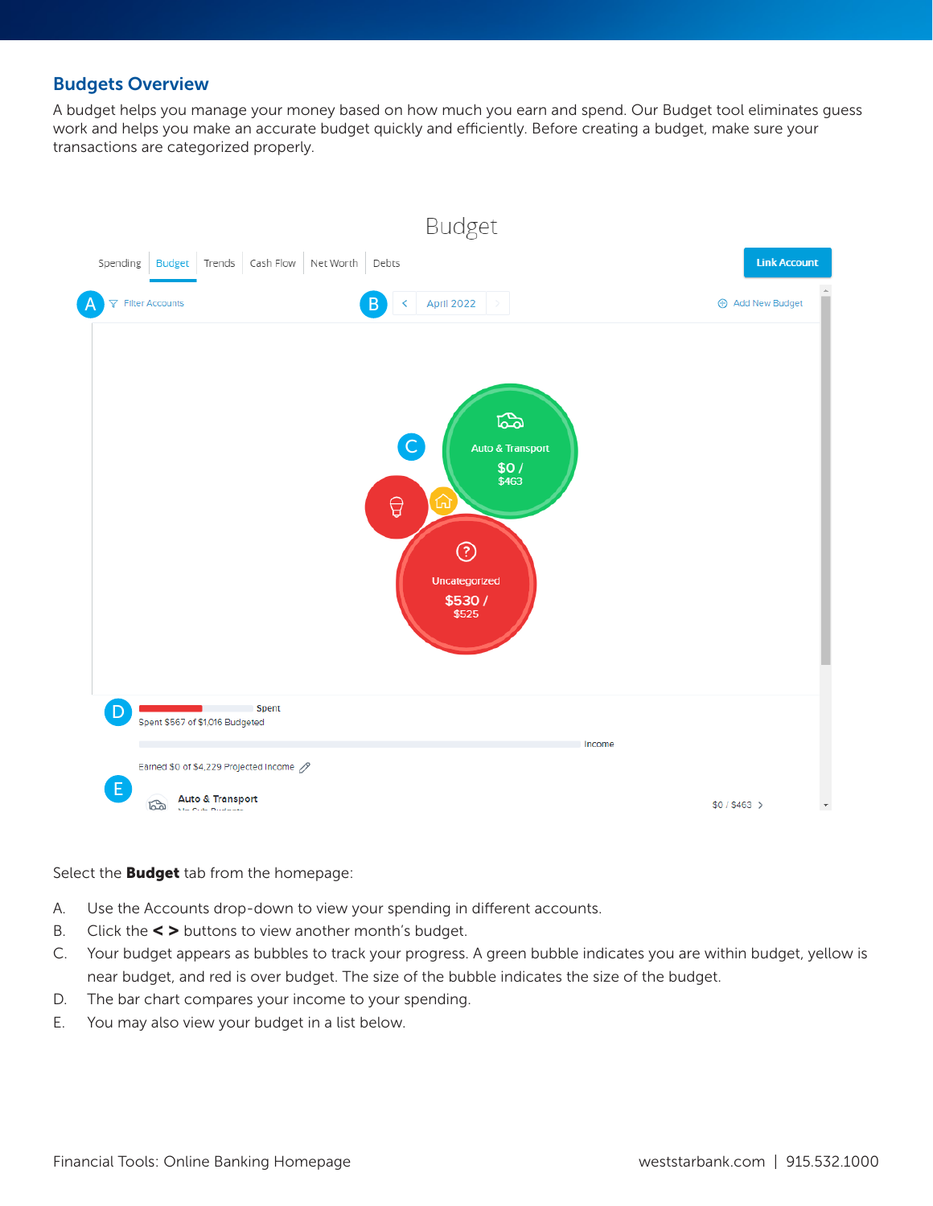## Budgets Overview

A budget helps you manage your money based on how much you earn and spend. Our Budget tool eliminates guess work and helps you make an accurate budget quickly and efficiently. Before creating a budget, make sure your transactions are categorized properly.

Budget

Spending | Budget | Trends | Cash Flow | Net Worth | Debts

Link Account

A Filter Accounts

B < April 2022 >

Add New Budget

C

Auto & Transport
$0 /
$463

Uncategorized
$530 /
$525

D Spent
Spent $567 of $1,016 Budgeted

Income

Earned $0 of $4,229 Projected Income

E Auto & Transport

$0 / $463 >

Select the **Budget** tab from the homepage:

A. Use the Accounts drop-down to view your spending in different accounts.

B. Click the **< >** buttons to view another month's budget.

C. Your budget appears as bubbles to track your progress. A green bubble indicates you are within budget, yellow is near budget, and red is over budget. The size of the bubble indicates the size of the budget.

D. The bar chart compares your income to your spending.

E. You may also view your budget in a list below.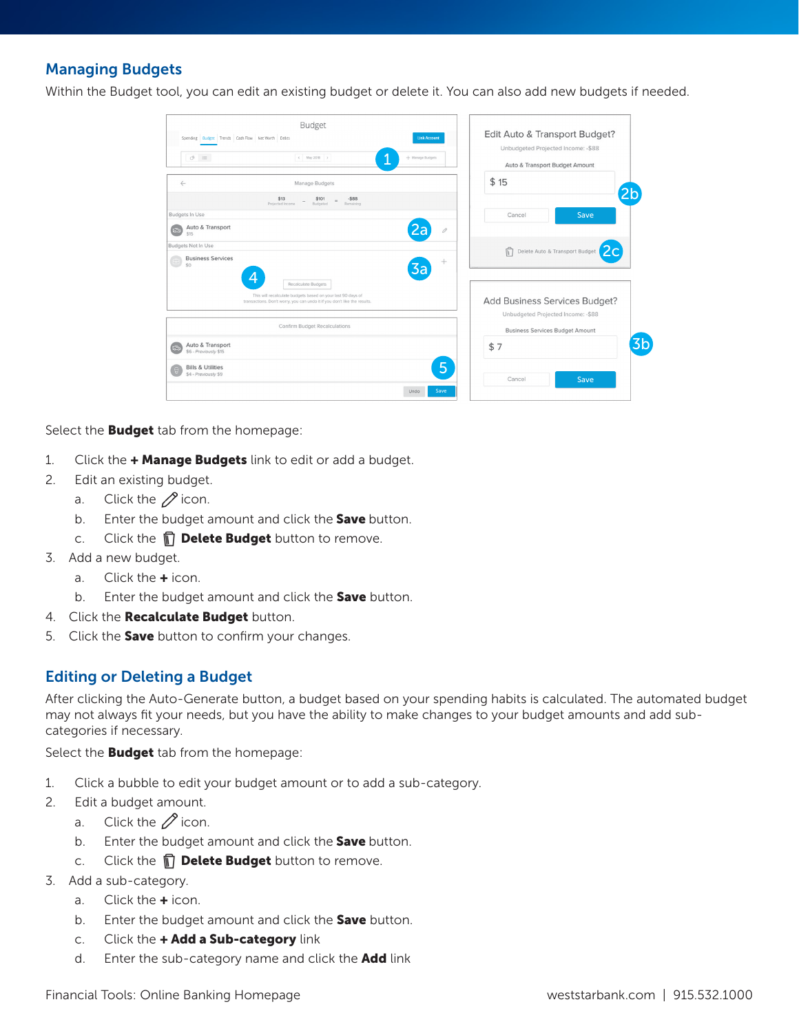## Managing Budgets

Within the Budget tool, you can edit an existing budget or delete it. You can also add new budgets if needed.

Select the **Budget** tab from the homepage:

1. Click the **+ Manage Budgets** link to edit or add a budget.
2. Edit an existing budget.
   a. Click the icon.
   b. Enter the budget amount and click the **Save** button.
   c. Click the **Delete Budget** button to remove.
3. Add a new budget.
   a. Click the **+** icon.
   b. Enter the budget amount and click the **Save** button.
4. Click the **Recalculate Budget** button.
5. Click the **Save** button to confirm your changes.

## Editing or Deleting a Budget

After clicking the Auto-Generate button, a budget based on your spending habits is calculated. The automated budget may not always fit your needs, but you have the ability to make changes to your budget amounts and add sub-categories if necessary.

Select the **Budget** tab from the homepage:

1. Click a bubble to edit your budget amount or to add a sub-category.
2. Edit a budget amount.
   a. Click the icon.
   b. Enter the budget amount and click the **Save** button.
   c. Click the **Delete Budget** button to remove.
3. Add a sub-category.
   a. Click the **+** icon.
   b. Enter the budget amount and click the **Save** button.
   c. Click the **+ Add a Sub-category** link
   d. Enter the sub-category name and click the **Add** link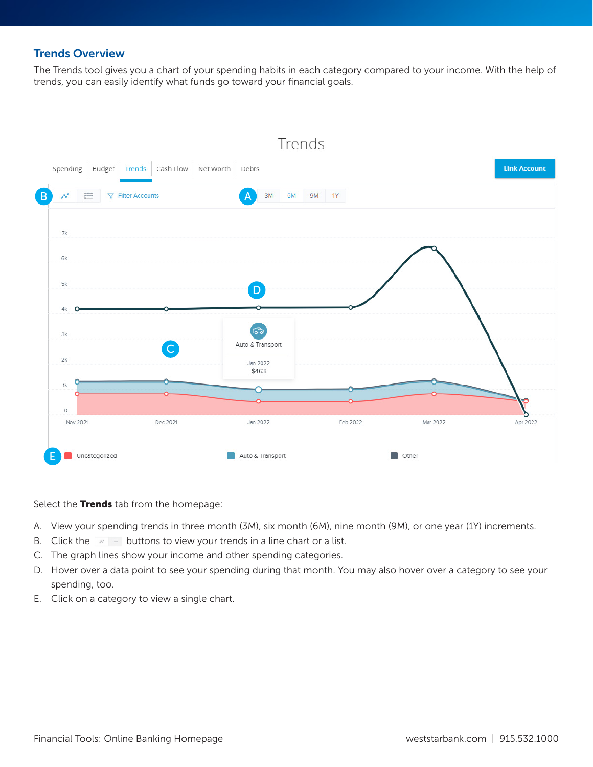## Trends Overview

The Trends tool gives you a chart of your spending habits in each category compared to your income. With the help of trends, you can easily identify what funds go toward your financial goals.

Trends

Spending | Budget | Trends | Cash Flow | Net Worth | Debts

Link Account

B

Filter Accounts

A 3M 6M 9M 1Y

7k
6k
5k
4k
3k
2k
1k
0

D

C

Auto & Transport
Jan 2022
$463

Nov 2021 Dec 2021 Jan 2022 Feb 2022 Mar 2022 Apr 2022

E Uncategorized Auto & Transport Other

Select the **Trends** tab from the homepage:

A. View your spending trends in three month (3M), six month (6M), nine month (9M), or one year (1Y) increments.
B. Click the buttons to view your trends in a line chart or a list.
C. The graph lines show your income and other spending categories.
D. Hover over a data point to see your spending during that month. You may also hover over a category to see your spending, too.
E. Click on a category to view a single chart.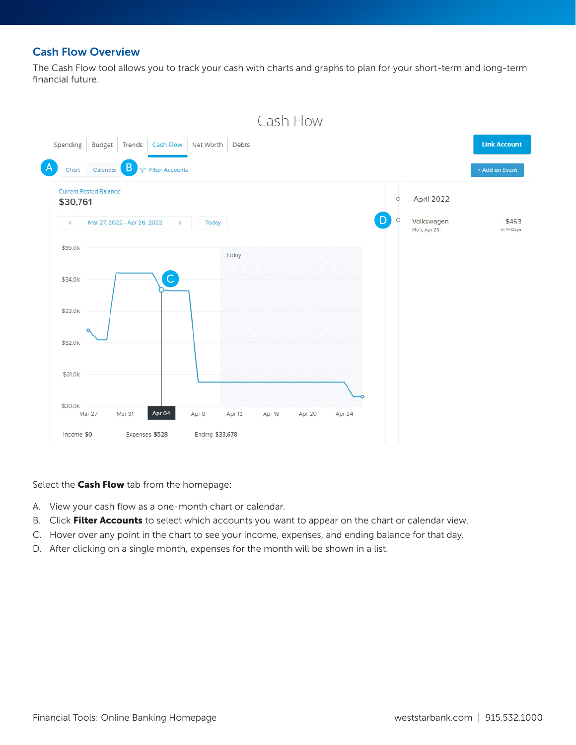## Cash Flow Overview

The Cash Flow tool allows you to track your cash with charts and graphs to plan for your short-term and long-term financial future.

Cash Flow

Spending | Budget | Trends | Cash Flow | Net Worth | Debts

Link Account

A Chart Calendar B Filter Accounts

+ Add an Event

Current Posted Balance
$30,761

< Mar 27, 2022 - Apr 26, 2022 > Today

$35.0k
$34.0k
$33.0k
$32.0k
$31.0k
$30.0k

Today

C

Mar 27 Mar 31 Apr 04 Apr 8 Apr 12 Apr 16 Apr 20 Apr 24

Income $0 Expenses $528 Ending $33,678

April 2022

D Volkswagen $463
Mon, Apr 25 In 14 Days

Select the **Cash Flow** tab from the homepage:

A. View your cash flow as a one-month chart or calendar.
B. Click **Filter Accounts** to select which accounts you want to appear on the chart or calendar view.
C. Hover over any point in the chart to see your income, expenses, and ending balance for that day.
D. After clicking on a single month, expenses for the month will be shown in a list.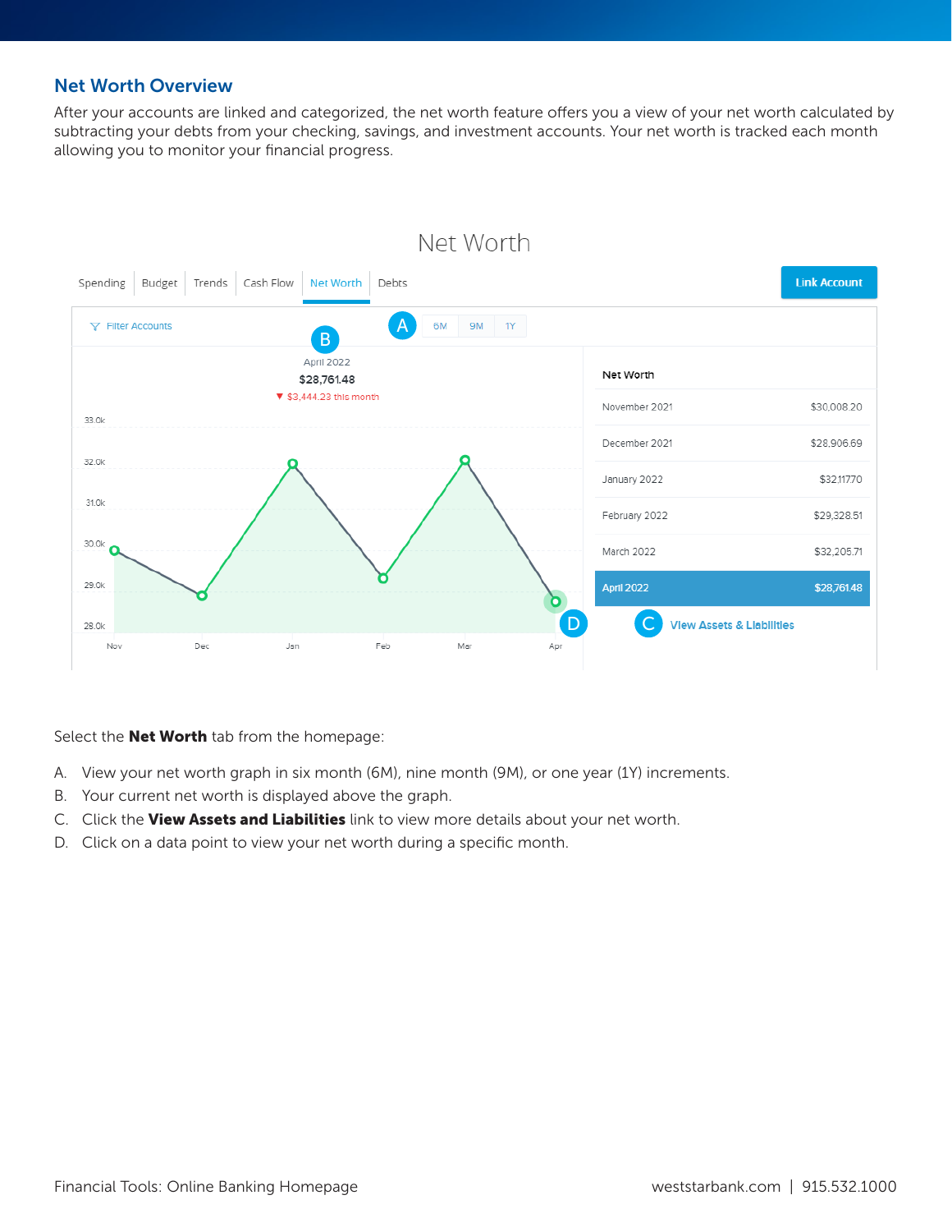## Net Worth Overview

After your accounts are linked and categorized, the net worth feature offers you a view of your net worth calculated by subtracting your debts from your checking, savings, and investment accounts. Your net worth is tracked each month allowing you to monitor your financial progress.

Net Worth

Spending | Budget | Trends | Cash Flow | Net Worth | Debts

Link Account

Filter Accounts

A 6M 9M 1Y

B April 2022

$28,761.48

▼ $3,444.23 this month

33.0k
32.0k
31.0k
30.0k
29.0k
28.0k

Nov Dec Jan Feb Mar Apr

D

Net Worth

November 2021 $30,008.20

December 2021 $28,906.69

January 2022 $32,117.70

February 2022 $29,328.51

March 2022 $32,205.71

April 2022 $28,761.48

C View Assets & Liabilities

Select the **Net Worth** tab from the homepage:

A. View your net worth graph in six month (6M), nine month (9M), or one year (1Y) increments.
B. Your current net worth is displayed above the graph.
C. Click the **View Assets and Liabilities** link to view more details about your net worth.
D. Click on a data point to view your net worth during a specific month.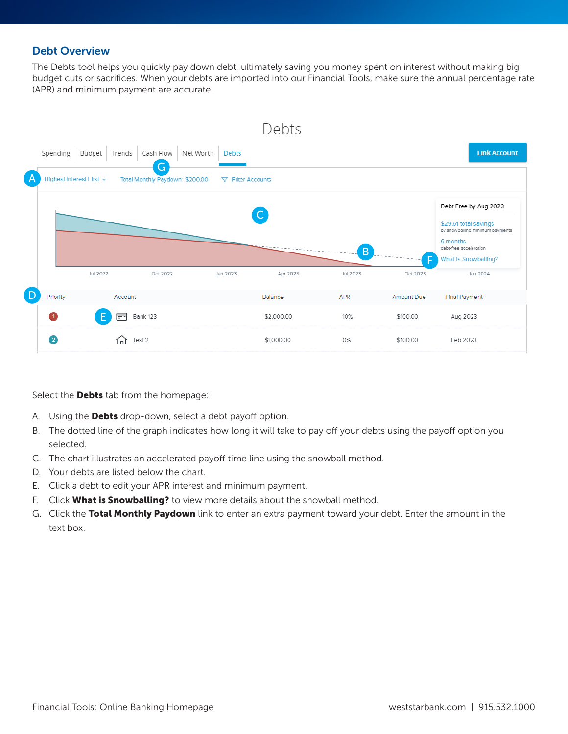## Debt Overview

The Debts tool helps you quickly pay down debt, ultimately saving you money spent on interest without making big budget cuts or sacrifices. When your debts are imported into our Financial Tools, make sure the annual percentage rate (APR) and minimum payment are accurate.

Debts

Spending | Budget | Trends | Cash Flow | Net Worth | Debts

Link Account

A Highest Interest First

G Total Monthly Paydown: $200.00

Filter Accounts

C

B

Debt Free by Aug 2023

$29.61 total savings
by snowballing minimum payments

6 months
debt-free acceleration

F What is Snowballing?

Jul 2022 Oct 2022 Jan 2023 Apr 2023 Jul 2023 Oct 2023 Jan 2024

| D Priority | Account | Balance | APR | Amount Due | Final Payment |
|---|---|---|---|---|---|
| 1 | E Bank 123 | $2,000.00 | 10% | $100.00 | Aug 2023 |
| 2 | Test 2 | $1,000.00 | 0% | $100.00 | Feb 2023 |

Select the **Debts** tab from the homepage:

A. Using the **Debts** drop-down, select a debt payoff option.
B. The dotted line of the graph indicates how long it will take to pay off your debts using the payoff option you selected.
C. The chart illustrates an accelerated payoff time line using the snowball method.
D. Your debts are listed below the chart.
E. Click a debt to edit your APR interest and minimum payment.
F. Click **What is Snowballing?** to view more details about the snowball method.
G. Click the **Total Monthly Paydown** link to enter an extra payment toward your debt. Enter the amount in the text box.